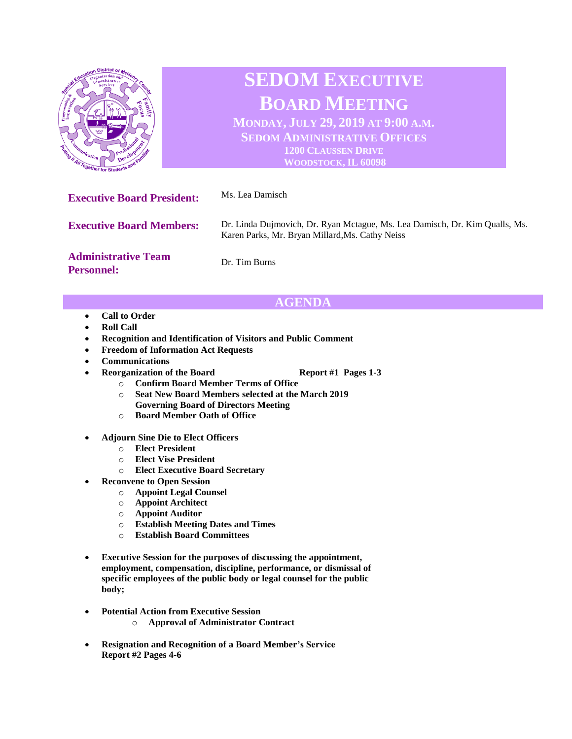# SEDOM Executive Board Meeting

**Monday, July 29, 2019 at 9:00 A.M.**
**SEDOM Administrative Offices**
**1200 Claussen Drive**
**Woodstock, IL 60098**

**Executive Board President:** Ms. Lea Damisch

**Executive Board Members:** Dr. Linda Dujmovich, Dr. Ryan Mctague, Ms. Lea Damisch, Dr. Kim Qualls, Ms. Karen Parks, Mr. Bryan Millard,Ms. Cathy Neiss

**Administrative Team Personnel:** Dr. Tim Burns

## AGENDA

- **Call to Order**
- **Roll Call**
- **Recognition and Identification of Visitors and Public Comment**
- **Freedom of Information Act Requests**
- **Communications**
- **Reorganization of the Board** **Report #1 Pages 1-3**
  - **Confirm Board Member Terms of Office**
  - **Seat New Board Members selected at the March 2019 Governing Board of Directors Meeting**
  - **Board Member Oath of Office**

- **Adjourn Sine Die to Elect Officers**
  - **Elect President**
  - **Elect Vise President**
  - **Elect Executive Board Secretary**
- **Reconvene to Open Session**
  - **Appoint Legal Counsel**
  - **Appoint Architect**
  - **Appoint Auditor**
  - **Establish Meeting Dates and Times**
  - **Establish Board Committees**

- **Executive Session for the purposes of discussing the appointment, employment, compensation, discipline, performance, or dismissal of specific employees of the public body or legal counsel for the public body;**

- **Potential Action from Executive Session**
  - **Approval of Administrator Contract**

- **Resignation and Recognition of a Board Member's Service**
  **Report #2 Pages 4-6**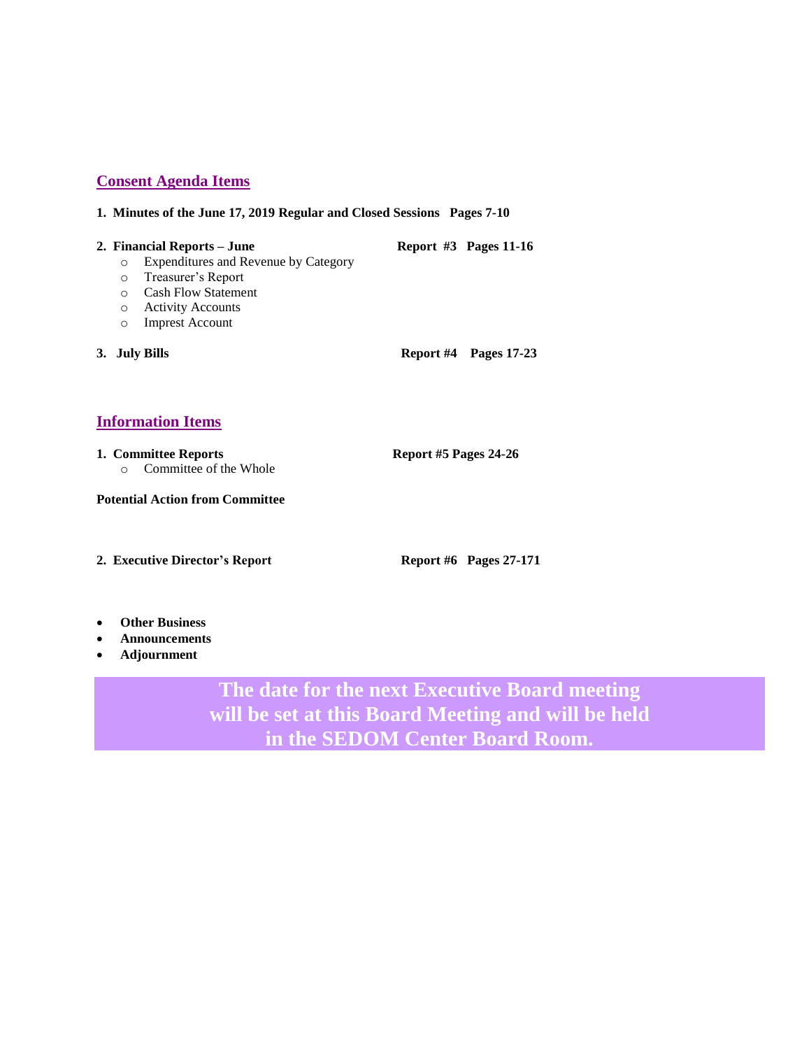## Consent Agenda Items

**1. Minutes of the June 17, 2019 Regular and Closed Sessions   Pages 7-10**

**2. Financial Reports – June   Report #3   Pages 11-16**

- Expenditures and Revenue by Category
- Treasurer's Report
- Cash Flow Statement
- Activity Accounts
- Imprest Account

**3. July Bills   Report #4   Pages 17-23**

## Information Items

**1. Committee Reports   Report #5 Pages 24-26**

- Committee of the Whole

**Potential Action from Committee**

**2. Executive Director's Report   Report #6   Pages 27-171**

- **Other Business**
- **Announcements**
- **Adjournment**

**The date for the next Executive Board meeting will be set at this Board Meeting and will be held in the SEDOM Center Board Room.**